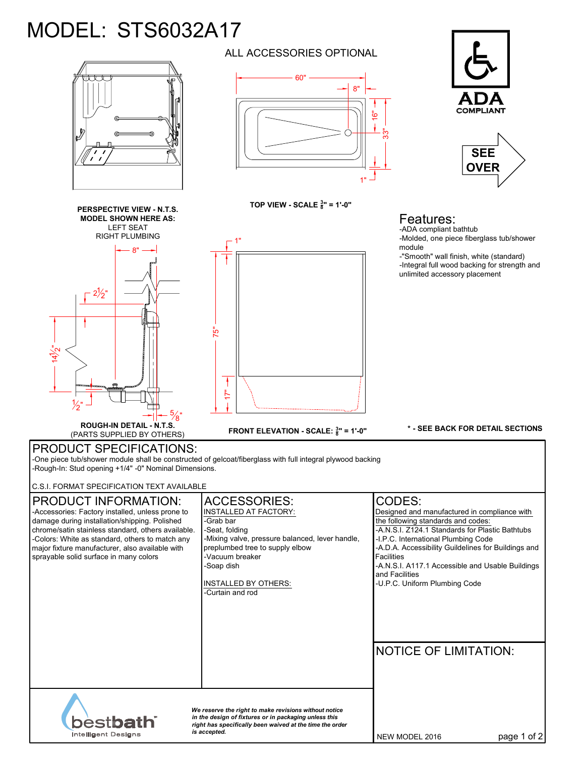# MODEL: STS6032A17

ALL ACCESSORIES OPTIONAL

ADA COMPLIANT

SEE OVER

60"
8"
16"
33"
1"

**PERSPECTIVE VIEW - N.T.S.**
**MODEL SHOWN HERE AS:**
LEFT SEAT
RIGHT PLUMBING

**TOP VIEW - SCALE $\frac{3}{8}$" = 1'-0"**

8"
$2\frac{1}{2}$"
$14\frac{1}{2}$"
$\frac{1}{2}$"
$\frac{5}{8}$"

**ROUGH-IN DETAIL - N.T.S.**
(PARTS SUPPLIED BY OTHERS)

1"
75"
17"

**FRONT ELEVATION - SCALE: $\frac{3}{8}$" = 1'-0"**

## Features:

- ADA compliant bathtub
- Molded, one piece fiberglass tub/shower module
- "Smooth" wall finish, white (standard)
- Integral full wood backing for strength and unlimited accessory placement

**\* - SEE BACK FOR DETAIL SECTIONS**

## PRODUCT SPECIFICATIONS:

-One piece tub/shower module shall be constructed of gelcoat/fiberglass with full integral plywood backing
-Rough-In: Stud opening +1/4" -0" Nominal Dimensions.

C.S.I. FORMAT SPECIFICATION TEXT AVAILABLE

## PRODUCT INFORMATION:

-Accessories: Factory installed, unless prone to damage during installation/shipping. Polished chrome/satin stainless standard, others available.
-Colors: White as standard, others to match any major fixture manufacturer, also available with sprayable solid surface in many colors

## ACCESSORIES:

INSTALLED AT FACTORY:
-Grab bar
-Seat, folding
-Mixing valve, pressure balanced, lever handle, preplumbed tree to supply elbow
-Vacuum breaker
-Soap dish

INSTALLED BY OTHERS:
-Curtain and rod

## CODES:

Designed and manufactured in compliance with the following standards and codes:
-A.N.S.I. Z124.1 Standards for Plastic Bathtubs
-I.P.C. International Plumbing Code
-A.D.A. Accessibility Guildelines for Buildings and Facilities
-A.N.S.I. A117.1 Accessible and Usable Buildings and Facilities
-U.P.C. Uniform Plumbing Code

## NOTICE OF LIMITATION:

bestbath™ Intelligent Designs

*We reserve the right to make revisions without notice in the design of fixtures or in packaging unless this right has specifically been waived at the time the order is accepted.*

NEW MODEL 2016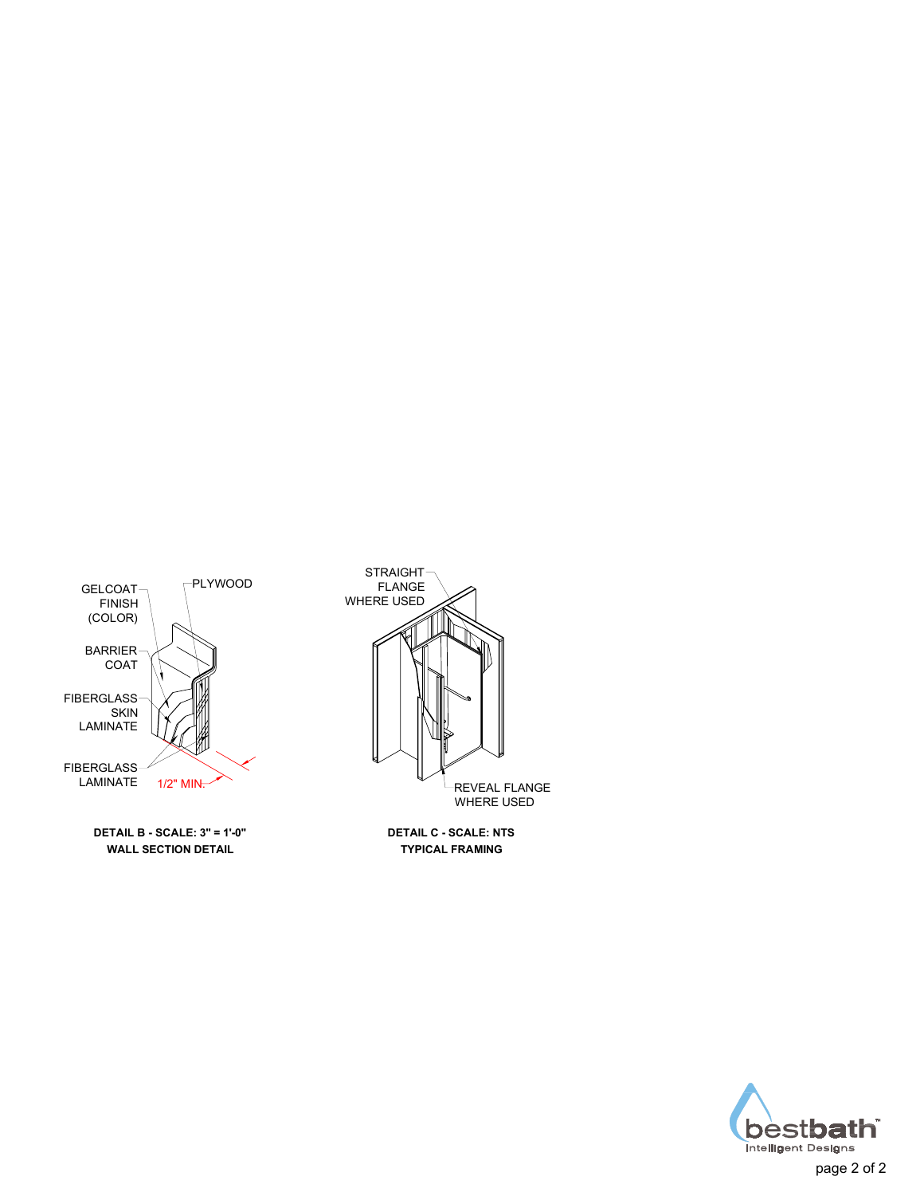GELCOAT FINISH (COLOR)

PLYWOOD

BARRIER COAT

FIBERGLASS SKIN LAMINATE

FIBERGLASS LAMINATE

1/2" MIN.

**DETAIL B - SCALE: 3" = 1'-0"**
**WALL SECTION DETAIL**

STRAIGHT FLANGE WHERE USED

REVEAL FLANGE WHERE USED

**DETAIL C - SCALE: NTS**
**TYPICAL FRAMING**

bestbath™
Intelligent Designs